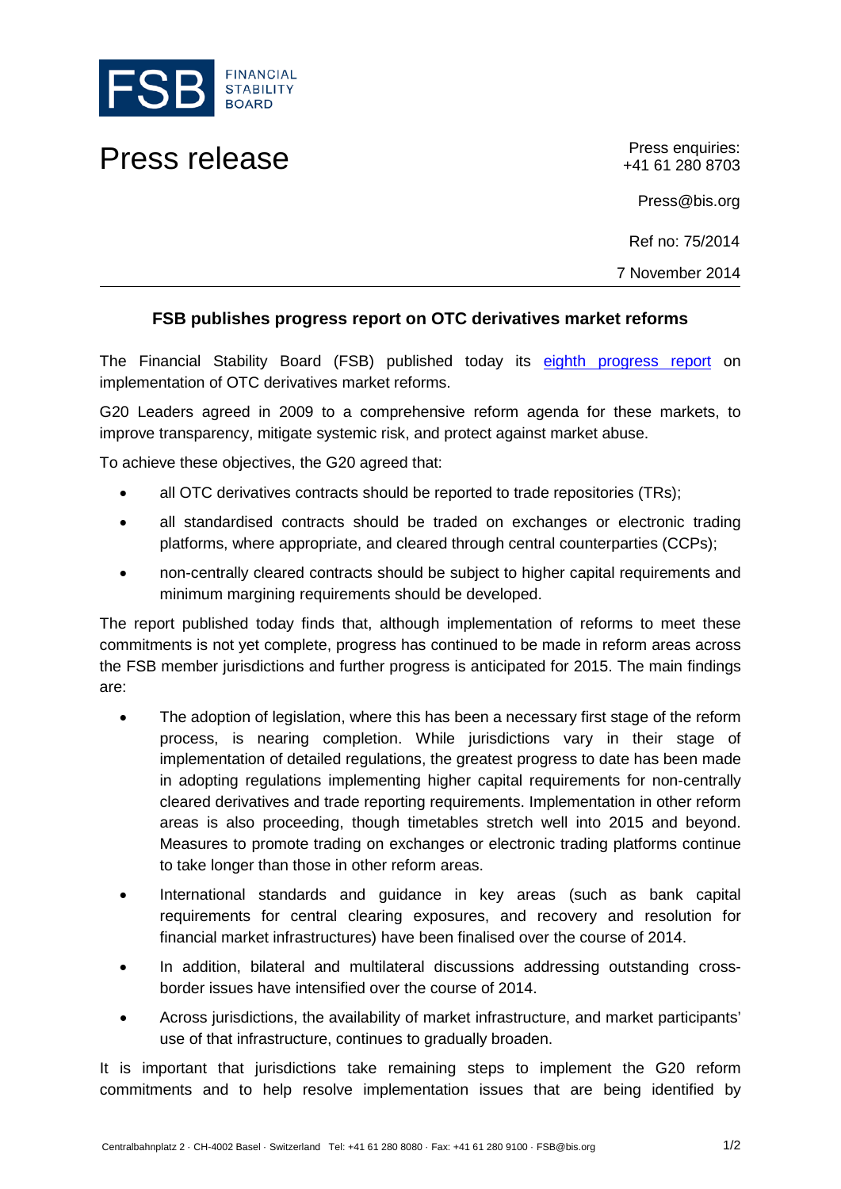FSB FINANCIAL STABILITY BOARD

# Press release

Press enquiries:
+41 61 280 8703

Press@bis.org

Ref no: 75/2014

7 November 2014

## FSB publishes progress report on OTC derivatives market reforms

The Financial Stability Board (FSB) published today its [eighth progress report](#) on implementation of OTC derivatives market reforms.

G20 Leaders agreed in 2009 to a comprehensive reform agenda for these markets, to improve transparency, mitigate systemic risk, and protect against market abuse.

To achieve these objectives, the G20 agreed that:

- all OTC derivatives contracts should be reported to trade repositories (TRs);
- all standardised contracts should be traded on exchanges or electronic trading platforms, where appropriate, and cleared through central counterparties (CCPs);
- non-centrally cleared contracts should be subject to higher capital requirements and minimum margining requirements should be developed.

The report published today finds that, although implementation of reforms to meet these commitments is not yet complete, progress has continued to be made in reform areas across the FSB member jurisdictions and further progress is anticipated for 2015. The main findings are:

- The adoption of legislation, where this has been a necessary first stage of the reform process, is nearing completion. While jurisdictions vary in their stage of implementation of detailed regulations, the greatest progress to date has been made in adopting regulations implementing higher capital requirements for non-centrally cleared derivatives and trade reporting requirements. Implementation in other reform areas is also proceeding, though timetables stretch well into 2015 and beyond. Measures to promote trading on exchanges or electronic trading platforms continue to take longer than those in other reform areas.
- International standards and guidance in key areas (such as bank capital requirements for central clearing exposures, and recovery and resolution for financial market infrastructures) have been finalised over the course of 2014.
- In addition, bilateral and multilateral discussions addressing outstanding cross-border issues have intensified over the course of 2014.
- Across jurisdictions, the availability of market infrastructure, and market participants' use of that infrastructure, continues to gradually broaden.

It is important that jurisdictions take remaining steps to implement the G20 reform commitments and to help resolve implementation issues that are being identified by

Centralbahnplatz 2 · CH-4002 Basel · Switzerland Tel: +41 61 280 8080 · Fax: +41 61 280 9100 · FSB@bis.org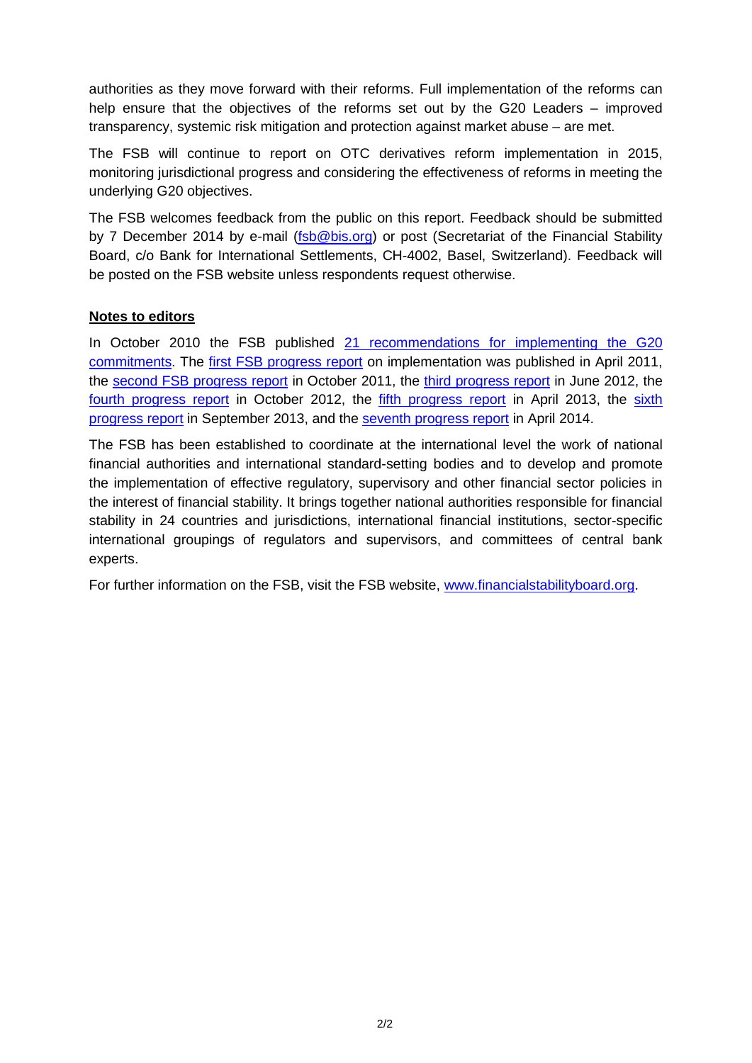authorities as they move forward with their reforms. Full implementation of the reforms can help ensure that the objectives of the reforms set out by the G20 Leaders – improved transparency, systemic risk mitigation and protection against market abuse – are met.

The FSB will continue to report on OTC derivatives reform implementation in 2015, monitoring jurisdictional progress and considering the effectiveness of reforms in meeting the underlying G20 objectives.

The FSB welcomes feedback from the public on this report. Feedback should be submitted by 7 December 2014 by e-mail (fsb@bis.org) or post (Secretariat of the Financial Stability Board, c/o Bank for International Settlements, CH-4002, Basel, Switzerland). Feedback will be posted on the FSB website unless respondents request otherwise.

**Notes to editors**

In October 2010 the FSB published 21 recommendations for implementing the G20 commitments. The first FSB progress report on implementation was published in April 2011, the second FSB progress report in October 2011, the third progress report in June 2012, the fourth progress report in October 2012, the fifth progress report in April 2013, the sixth progress report in September 2013, and the seventh progress report in April 2014.

The FSB has been established to coordinate at the international level the work of national financial authorities and international standard-setting bodies and to develop and promote the implementation of effective regulatory, supervisory and other financial sector policies in the interest of financial stability. It brings together national authorities responsible for financial stability in 24 countries and jurisdictions, international financial institutions, sector-specific international groupings of regulators and supervisors, and committees of central bank experts.

For further information on the FSB, visit the FSB website, www.financialstabilityboard.org.